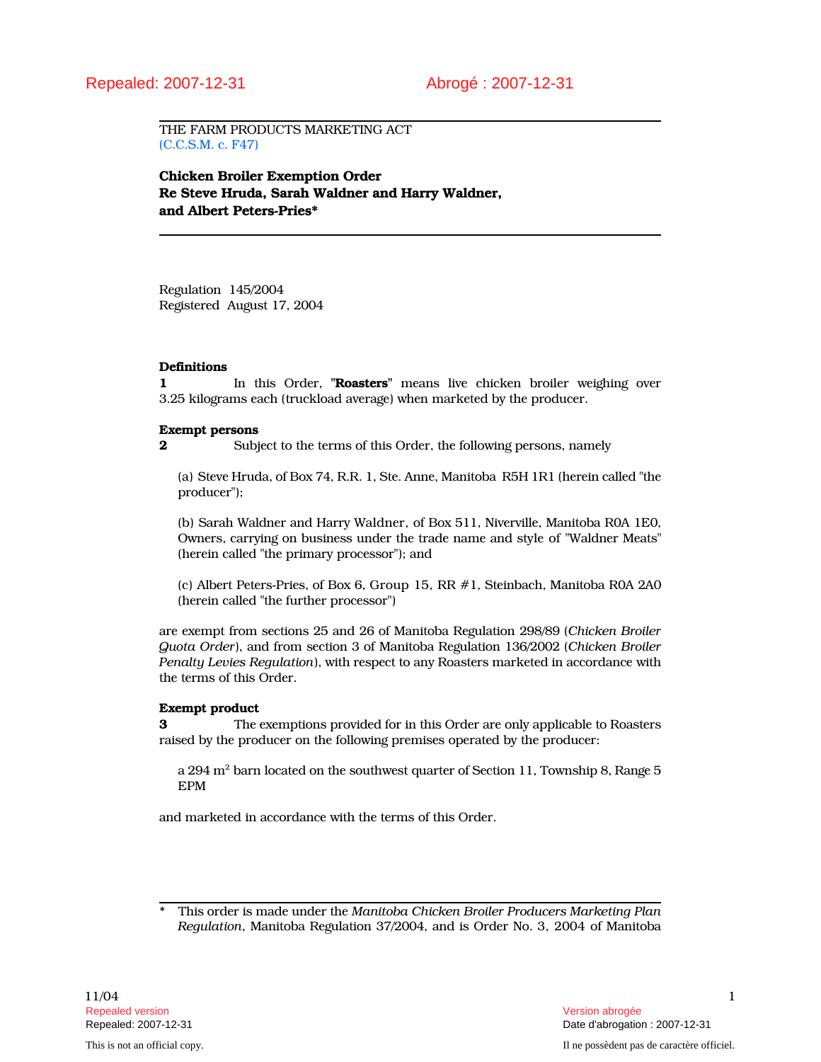Repealed: 2007-12-31 Abrogé : 2007-12-31

THE FARM PRODUCTS MARKETING ACT
(C.C.S.M. c. F47)

# Chicken Broiler Exemption Order Re Steve Hruda, Sarah Waldner and Harry Waldner, and Albert Peters-Pries*

Regulation 145/2004
Registered August 17, 2004

**Definitions**

**1** In this Order, "**Roasters**" means live chicken broiler weighing over 3.25 kilograms each (truckload average) when marketed by the producer.

**Exempt persons**

**2** Subject to the terms of this Order, the following persons, namely

(a) Steve Hruda, of Box 74, R.R. 1, Ste. Anne, Manitoba R5H 1R1 (herein called "the producer");

(b) Sarah Waldner and Harry Waldner, of Box 511, Niverville, Manitoba R0A 1E0, Owners, carrying on business under the trade name and style of "Waldner Meats" (herein called "the primary processor"); and

(c) Albert Peters-Pries, of Box 6, Group 15, RR #1, Steinbach, Manitoba R0A 2A0 (herein called "the further processor")

are exempt from sections 25 and 26 of Manitoba Regulation 298/89 (*Chicken Broiler Quota Order*), and from section 3 of Manitoba Regulation 136/2002 (*Chicken Broiler Penalty Levies Regulation*), with respect to any Roasters marketed in accordance with the terms of this Order.

**Exempt product**

**3** The exemptions provided for in this Order are only applicable to Roasters raised by the producer on the following premises operated by the producer:

a 294 $m^2$ barn located on the southwest quarter of Section 11, Township 8, Range 5 EPM

and marketed in accordance with the terms of this Order.

\* This order is made under the *Manitoba Chicken Broiler Producers Marketing Plan Regulation*, Manitoba Regulation 37/2004, and is Order No. 3, 2004 of Manitoba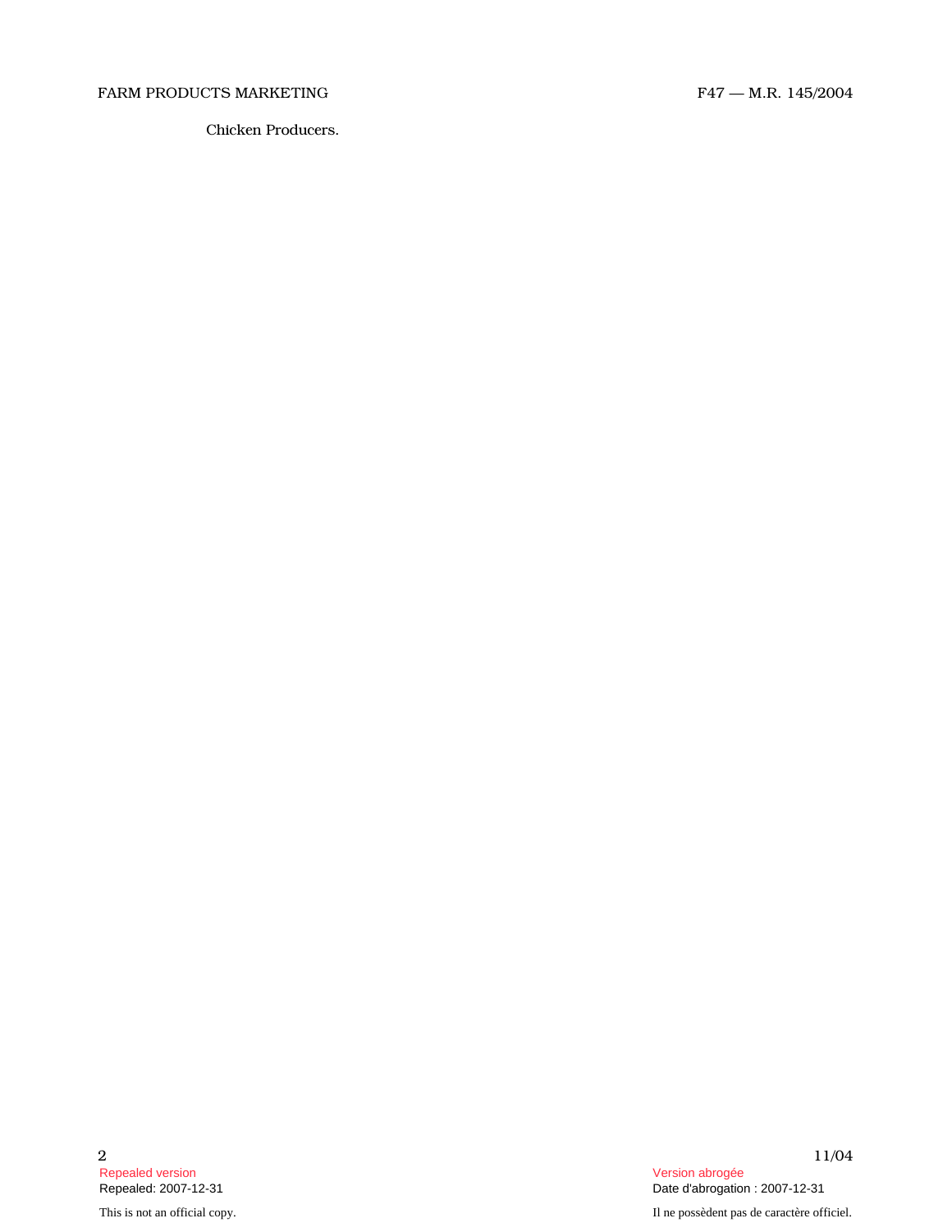Chicken Producers.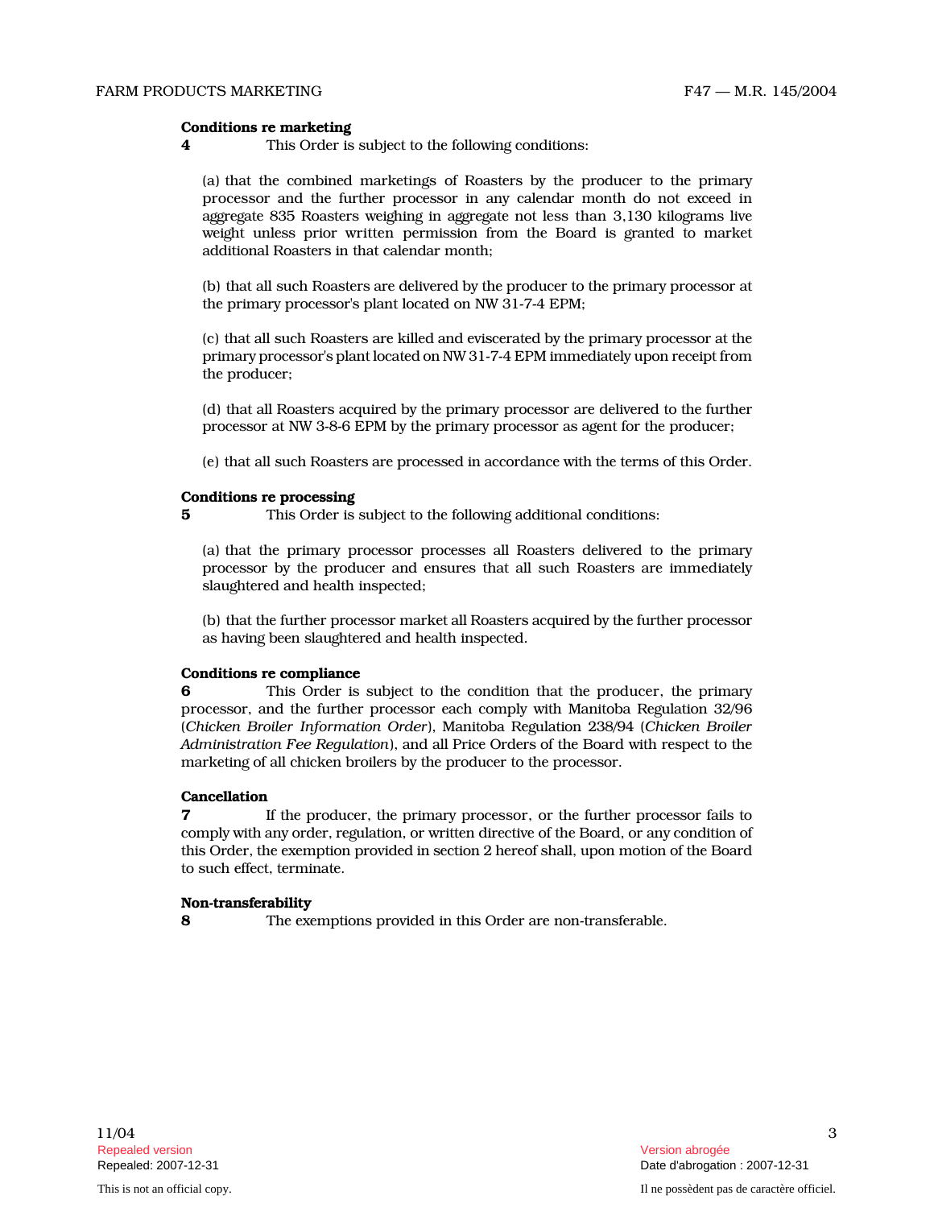**Conditions re marketing**

**4** This Order is subject to the following conditions:

(a) that the combined marketings of Roasters by the producer to the primary processor and the further processor in any calendar month do not exceed in aggregate 835 Roasters weighing in aggregate not less than 3,130 kilograms live weight unless prior written permission from the Board is granted to market additional Roasters in that calendar month;

(b) that all such Roasters are delivered by the producer to the primary processor at the primary processor's plant located on NW 31-7-4 EPM;

(c) that all such Roasters are killed and eviscerated by the primary processor at the primary processor's plant located on NW 31-7-4 EPM immediately upon receipt from the producer;

(d) that all Roasters acquired by the primary processor are delivered to the further processor at NW 3-8-6 EPM by the primary processor as agent for the producer;

(e) that all such Roasters are processed in accordance with the terms of this Order.

**Conditions re processing**

**5** This Order is subject to the following additional conditions:

(a) that the primary processor processes all Roasters delivered to the primary processor by the producer and ensures that all such Roasters are immediately slaughtered and health inspected;

(b) that the further processor market all Roasters acquired by the further processor as having been slaughtered and health inspected.

**Conditions re compliance**

**6** This Order is subject to the condition that the producer, the primary processor, and the further processor each comply with Manitoba Regulation 32/96 (*Chicken Broiler Information Order*), Manitoba Regulation 238/94 (*Chicken Broiler Administration Fee Regulation*), and all Price Orders of the Board with respect to the marketing of all chicken broilers by the producer to the processor.

**Cancellation**

**7** If the producer, the primary processor, or the further processor fails to comply with any order, regulation, or written directive of the Board, or any condition of this Order, the exemption provided in section 2 hereof shall, upon motion of the Board to such effect, terminate.

**Non-transferability**

**8** The exemptions provided in this Order are non-transferable.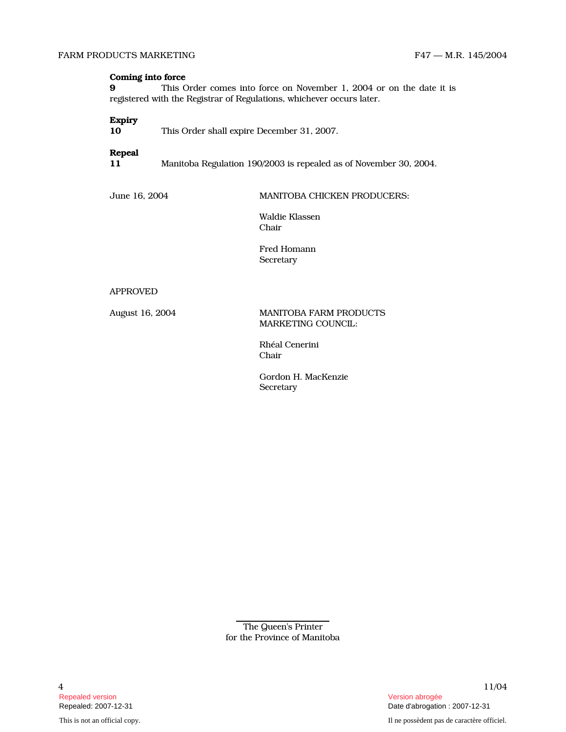**Coming into force**

**9** This Order comes into force on November 1, 2004 or on the date it is registered with the Registrar of Regulations, whichever occurs later.

**Expiry**

**10** This Order shall expire December 31, 2007.

**Repeal**

**11** Manitoba Regulation 190/2003 is repealed as of November 30, 2004.

June 16, 2004

MANITOBA CHICKEN PRODUCERS:

Waldie Klassen
Chair

Fred Homann
Secretary

APPROVED

August 16, 2004

MANITOBA FARM PRODUCTS MARKETING COUNCIL:

Rhéal Cenerini
Chair

Gordon H. MacKenzie
Secretary

The Queen's Printer
for the Province of Manitoba

Repealed version
Repealed: 2007-12-31

Version abrogée
Date d'abrogation : 2007-12-31

This is not an official copy.

Il ne possèdent pas de caractère officiel.